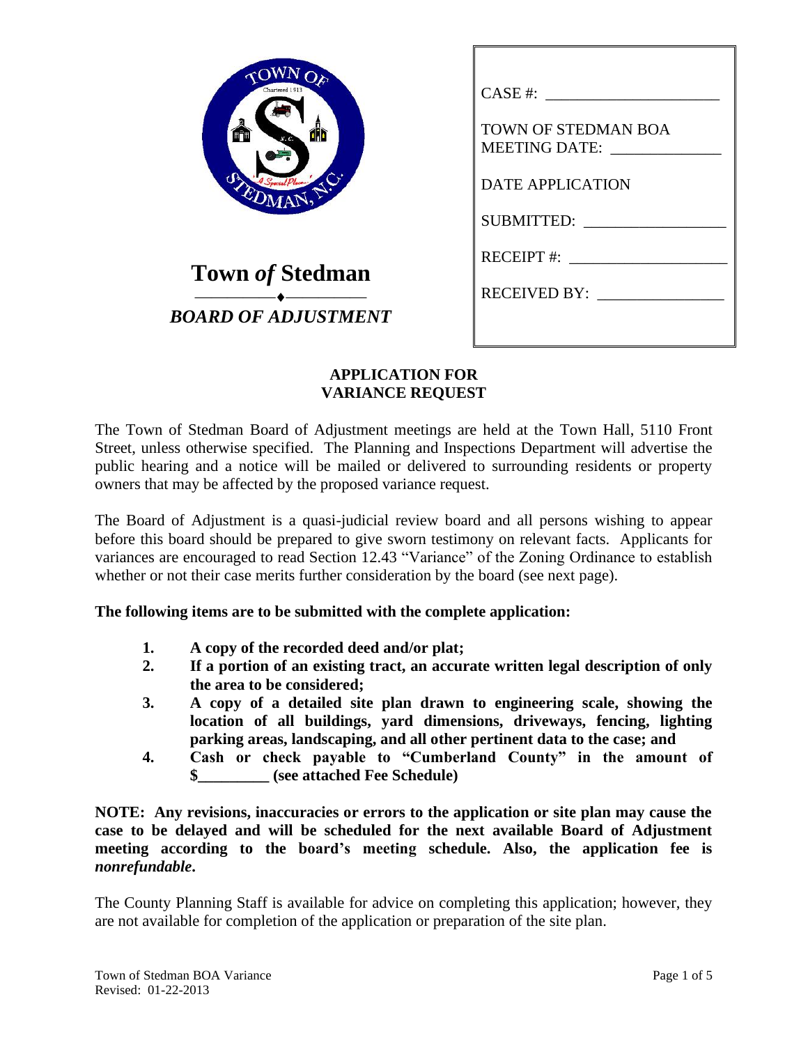# Town *of* Stedman

## *BOARD OF ADJUSTMENT*

CASE #: ______________________

TOWN OF STEDMAN BOA MEETING DATE: ______________

DATE APPLICATION SUBMITTED: __________________

RECEIPT #: ____________________

RECEIVED BY: ________________

## APPLICATION FOR VARIANCE REQUEST

The Town of Stedman Board of Adjustment meetings are held at the Town Hall, 5110 Front Street, unless otherwise specified. The Planning and Inspections Department will advertise the public hearing and a notice will be mailed or delivered to surrounding residents or property owners that may be affected by the proposed variance request.

The Board of Adjustment is a quasi-judicial review board and all persons wishing to appear before this board should be prepared to give sworn testimony on relevant facts. Applicants for variances are encouraged to read Section 12.43 "Variance" of the Zoning Ordinance to establish whether or not their case merits further consideration by the board (see next page).

**The following items are to be submitted with the complete application:**

1. **A copy of the recorded deed and/or plat;**
2. **If a portion of an existing tract, an accurate written legal description of only the area to be considered;**
3. **A copy of a detailed site plan drawn to engineering scale, showing the location of all buildings, yard dimensions, driveways, fencing, lighting parking areas, landscaping, and all other pertinent data to the case; and**
4. **Cash or check payable to "Cumberland County" in the amount of $_________ (see attached Fee Schedule)**

**NOTE: Any revisions, inaccuracies or errors to the application or site plan may cause the case to be delayed and will be scheduled for the next available Board of Adjustment meeting according to the board's meeting schedule. Also, the application fee is *nonrefundable*.**

The County Planning Staff is available for advice on completing this application; however, they are not available for completion of the application or preparation of the site plan.

Town of Stedman BOA Variance
Revised: 01-22-2013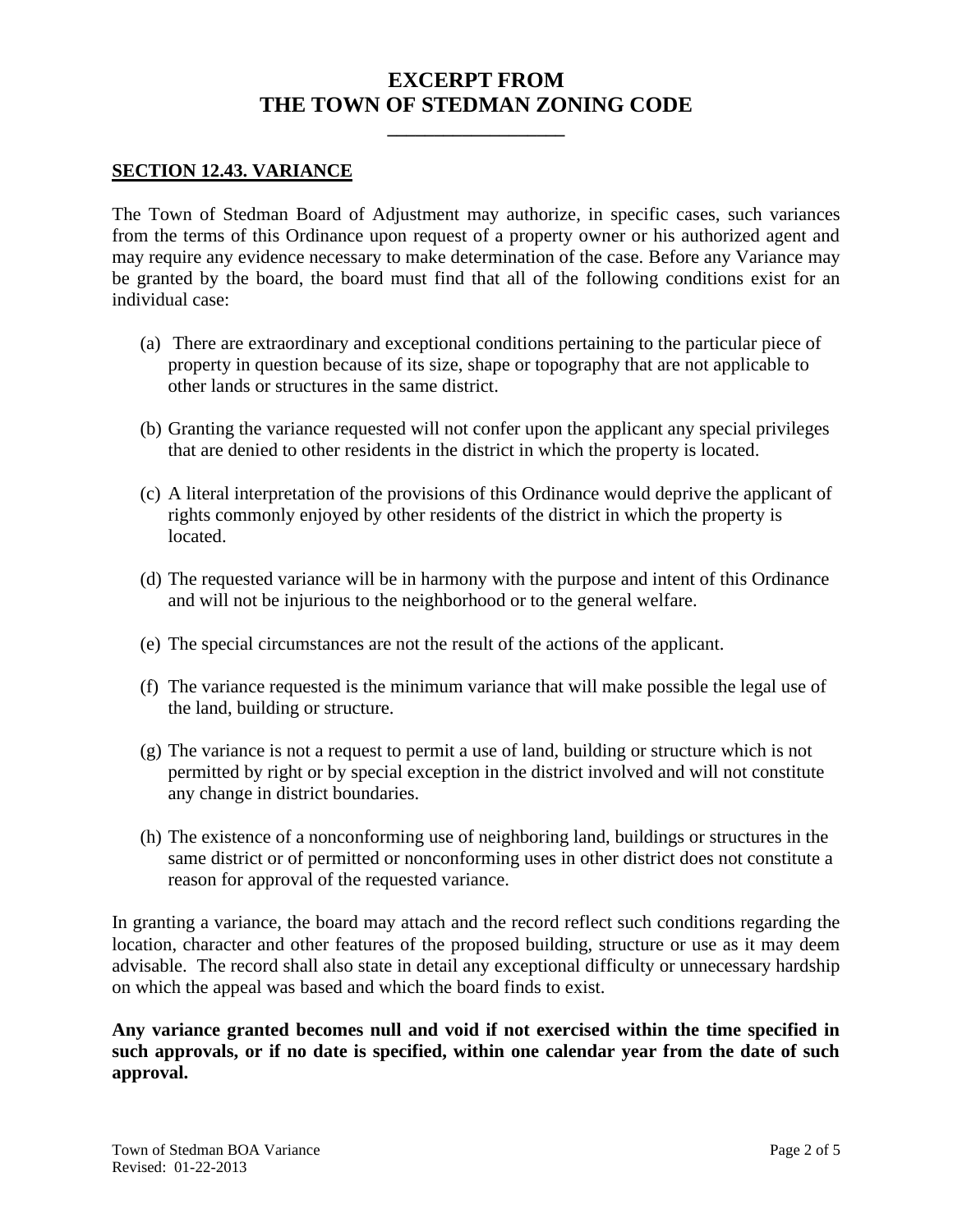# EXCERPT FROM THE TOWN OF STEDMAN ZONING CODE

## SECTION 12.43. VARIANCE

The Town of Stedman Board of Adjustment may authorize, in specific cases, such variances from the terms of this Ordinance upon request of a property owner or his authorized agent and may require any evidence necessary to make determination of the case. Before any Variance may be granted by the board, the board must find that all of the following conditions exist for an individual case:

(a) There are extraordinary and exceptional conditions pertaining to the particular piece of property in question because of its size, shape or topography that are not applicable to other lands or structures in the same district.

(b) Granting the variance requested will not confer upon the applicant any special privileges that are denied to other residents in the district in which the property is located.

(c) A literal interpretation of the provisions of this Ordinance would deprive the applicant of rights commonly enjoyed by other residents of the district in which the property is located.

(d) The requested variance will be in harmony with the purpose and intent of this Ordinance and will not be injurious to the neighborhood or to the general welfare.

(e) The special circumstances are not the result of the actions of the applicant.

(f) The variance requested is the minimum variance that will make possible the legal use of the land, building or structure.

(g) The variance is not a request to permit a use of land, building or structure which is not permitted by right or by special exception in the district involved and will not constitute any change in district boundaries.

(h) The existence of a nonconforming use of neighboring land, buildings or structures in the same district or of permitted or nonconforming uses in other district does not constitute a reason for approval of the requested variance.

In granting a variance, the board may attach and the record reflect such conditions regarding the location, character and other features of the proposed building, structure or use as it may deem advisable. The record shall also state in detail any exceptional difficulty or unnecessary hardship on which the appeal was based and which the board finds to exist.

**Any variance granted becomes null and void if not exercised within the time specified in such approvals, or if no date is specified, within one calendar year from the date of such approval.**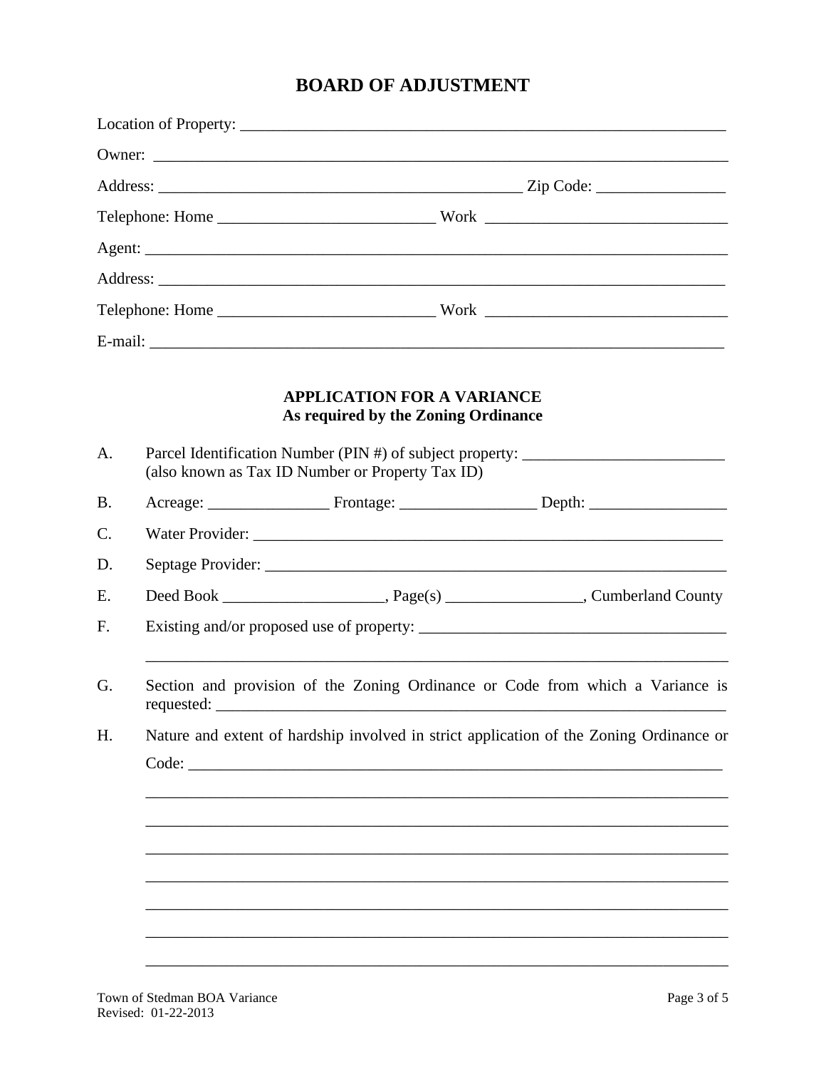# BOARD OF ADJUSTMENT

Location of Property: _______________________________________________________________

Owner: _____________________________________________________________________

Address: _______________________________________________ Zip Code: ________________

Telephone: Home ___________________________ Work ______________________________

Agent: _____________________________________________________________________

Address: ____________________________________________________________________

Telephone: Home ___________________________ Work ______________________________

E-mail: _____________________________________________________________________

## APPLICATION FOR A VARIANCE
**As required by the Zoning Ordinance**

A. Parcel Identification Number (PIN #) of subject property: _________________________
(also known as Tax ID Number or Property Tax ID)

B. Acreage: _______________ Frontage: _________________ Depth: _________________

C. Water Provider: _______________________________________________________________

D. Septage Provider: _____________________________________________________________

E. Deed Book ____________________, Page(s) _________________, Cumberland County

F. Existing and/or proposed use of property: ______________________________________

_________________________________________________________________________

G. Section and provision of the Zoning Ordinance or Code from which a Variance is requested: ___________________________________________________________________

H. Nature and extent of hardship involved in strict application of the Zoning Ordinance or Code: ___________________________________________________________________

_________________________________________________________________________

_________________________________________________________________________

_________________________________________________________________________

_________________________________________________________________________

_________________________________________________________________________

_________________________________________________________________________

_________________________________________________________________________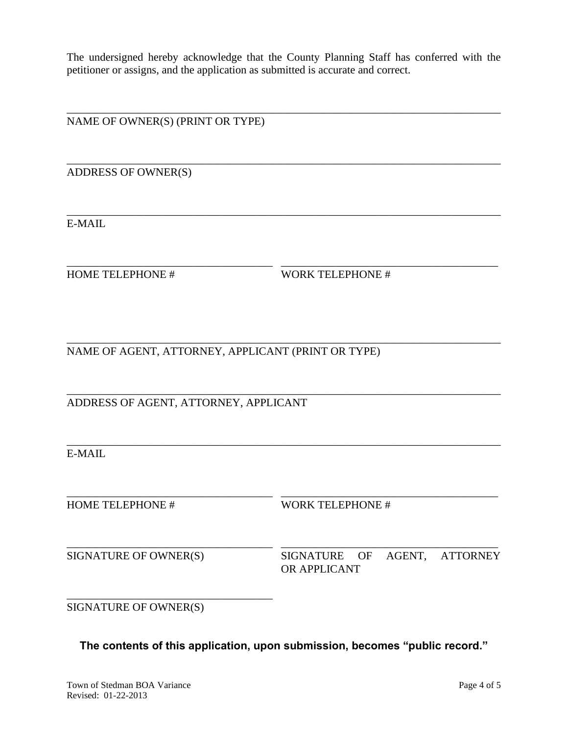The undersigned hereby acknowledge that the County Planning Staff has conferred with the petitioner or assigns, and the application as submitted is accurate and correct.

______________________________________________________________________________
NAME OF OWNER(S) (PRINT OR TYPE)

______________________________________________________________________________
ADDRESS OF OWNER(S)

______________________________________________________________________________
E-MAIL

____________________________________ ______________________________________
HOME TELEPHONE # WORK TELEPHONE #

______________________________________________________________________________
NAME OF AGENT, ATTORNEY, APPLICANT (PRINT OR TYPE)

______________________________________________________________________________
ADDRESS OF AGENT, ATTORNEY, APPLICANT

______________________________________________________________________________
E-MAIL

____________________________________ ______________________________________
HOME TELEPHONE # WORK TELEPHONE #

____________________________________ ______________________________________
SIGNATURE OF OWNER(S) SIGNATURE OF AGENT, ATTORNEY OR APPLICANT

____________________________________
SIGNATURE OF OWNER(S)

**The contents of this application, upon submission, becomes "public record."**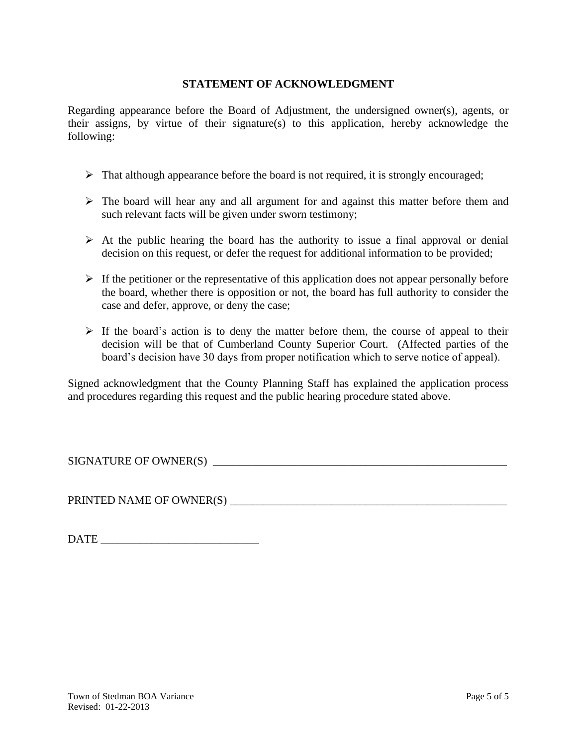**STATEMENT OF ACKNOWLEDGMENT**

Regarding appearance before the Board of Adjustment, the undersigned owner(s), agents, or their assigns, by virtue of their signature(s) to this application, hereby acknowledge the following:

- That although appearance before the board is not required, it is strongly encouraged;
- The board will hear any and all argument for and against this matter before them and such relevant facts will be given under sworn testimony;
- At the public hearing the board has the authority to issue a final approval or denial decision on this request, or defer the request for additional information to be provided;
- If the petitioner or the representative of this application does not appear personally before the board, whether there is opposition or not, the board has full authority to consider the case and defer, approve, or deny the case;
- If the board's action is to deny the matter before them, the course of appeal to their decision will be that of Cumberland County Superior Court. (Affected parties of the board's decision have 30 days from proper notification which to serve notice of appeal).

Signed acknowledgment that the County Planning Staff has explained the application process and procedures regarding this request and the public hearing procedure stated above.

SIGNATURE OF OWNER(S) ____________________________________________________

PRINTED NAME OF OWNER(S) ________________________________________________

DATE ____________________________

Town of Stedman BOA Variance
Revised: 01-22-2013